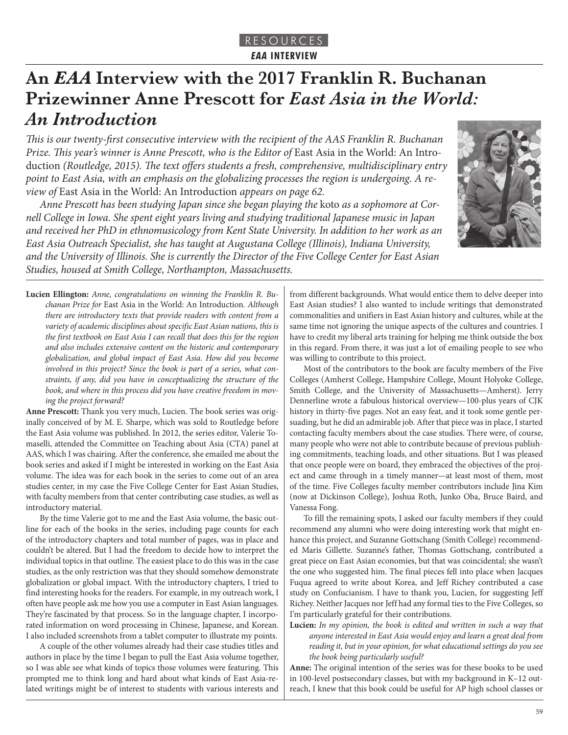RESOURCES

**EAA INTERVIEW**

# An *EAA* Interview with the 2017 Franklin R. Buchanan Prizewinner Anne Prescott for *East Asia in the World: An Introduction*

*This is our twenty-first consecutive interview with the recipient of the AAS Franklin R. Buchanan Prize. This year's winner is Anne Prescott, who is the Editor of* East Asia in the World: An Introduction *(Routledge, 2015). The text offers students a fresh, comprehensive, multidisciplinary entry point to East Asia, with an emphasis on the globalizing processes the region is undergoing. A review of* East Asia in the World: An Introduction *appears on page 62.*

*Anne Prescott has been studying Japan since she began playing the* koto *as a sophomore at Cornell College in Iowa. She spent eight years living and studying traditional Japanese music in Japan and received her PhD in ethnomusicology from Kent State University. In addition to her work as an East Asia Outreach Specialist, she has taught at Augustana College (Illinois), Indiana University, and the University of Illinois. She is currently the Director of the Five College Center for East Asian Studies, housed at Smith College, Northampton, Massachusetts.*

**Lucien Ellington:** *Anne, congratulations on winning the Franklin R. Buchanan Prize for* East Asia in the World: An Introduction*. Although there are introductory texts that provide readers with content from a variety of academic disciplines about specific East Asian nations, this is the first textbook on East Asia I can recall that does this for the region and also includes extensive content on the historic and contemporary globalization, and global impact of East Asia. How did you become involved in this project? Since the book is part of a series, what constraints, if any, did you have in conceptualizing the structure of the book, and where in this process did you have creative freedom in moving the project forward?*

**Anne Prescott:** Thank you very much, Lucien. The book series was originally conceived of by M. E. Sharpe, which was sold to Routledge before the East Asia volume was published. In 2012, the series editor, Valerie Tomaselli, attended the Committee on Teaching about Asia (CTA) panel at AAS, which I was chairing. After the conference, she emailed me about the book series and asked if I might be interested in working on the East Asia volume. The idea was for each book in the series to come out of an area studies center, in my case the Five College Center for East Asian Studies, with faculty members from that center contributing case studies, as well as introductory material.

By the time Valerie got to me and the East Asia volume, the basic outline for each of the books in the series, including page counts for each of the introductory chapters and total number of pages, was in place and couldn't be altered. But I had the freedom to decide how to interpret the individual topics in that outline. The easiest place to do this was in the case studies, as the only restriction was that they should somehow demonstrate globalization or global impact. With the introductory chapters, I tried to find interesting hooks for the readers. For example, in my outreach work, I often have people ask me how you use a computer in East Asian languages. They're fascinated by that process. So in the language chapter, I incorporated information on word processing in Chinese, Japanese, and Korean. I also included screenshots from a tablet computer to illustrate my points.

A couple of the other volumes already had their case studies titles and authors in place by the time I began to pull the East Asia volume together, so I was able see what kinds of topics those volumes were featuring. This prompted me to think long and hard about what kinds of East Asia-related writings might be of interest to students with various interests and from different backgrounds. What would entice them to delve deeper into East Asian studies? I also wanted to include writings that demonstrated commonalities and unifiers in East Asian history and cultures, while at the same time not ignoring the unique aspects of the cultures and countries. I have to credit my liberal arts training for helping me think outside the box in this regard. From there, it was just a lot of emailing people to see who was willing to contribute to this project.

Most of the contributors to the book are faculty members of the Five Colleges (Amherst College, Hampshire College, Mount Holyoke College, Smith College, and the University of Massachusetts—Amherst). Jerry Dennerline wrote a fabulous historical overview—100-plus years of CJK history in thirty-five pages. Not an easy feat, and it took some gentle persuading, but he did an admirable job. After that piece was in place, I started contacting faculty members about the case studies. There were, of course, many people who were not able to contribute because of previous publishing commitments, teaching loads, and other situations. But I was pleased that once people were on board, they embraced the objectives of the project and came through in a timely manner—at least most of them, most of the time. Five Colleges faculty member contributors include Jina Kim (now at Dickinson College), Joshua Roth, Junko Oba, Bruce Baird, and Vanessa Fong.

To fill the remaining spots, I asked our faculty members if they could recommend any alumni who were doing interesting work that might enhance this project, and Suzanne Gottschang (Smith College) recommended Maris Gillette. Suzanne's father, Thomas Gottschang, contributed a great piece on East Asian economies, but that was coincidental; she wasn't the one who suggested him. The final pieces fell into place when Jacques Fuqua agreed to write about Korea, and Jeff Richey contributed a case study on Confucianism. I have to thank you, Lucien, for suggesting Jeff Richey. Neither Jacques nor Jeff had any formal ties to the Five Colleges, so I'm particularly grateful for their contributions.

**Lucien:** *In my opinion, the book is edited and written in such a way that anyone interested in East Asia would enjoy and learn a great deal from reading it, but in your opinion, for what educational settings do you see the book being particularly useful?*

**Anne:** The original intention of the series was for these books to be used in 100-level postsecondary classes, but with my background in K–12 outreach, I knew that this book could be useful for AP high school classes or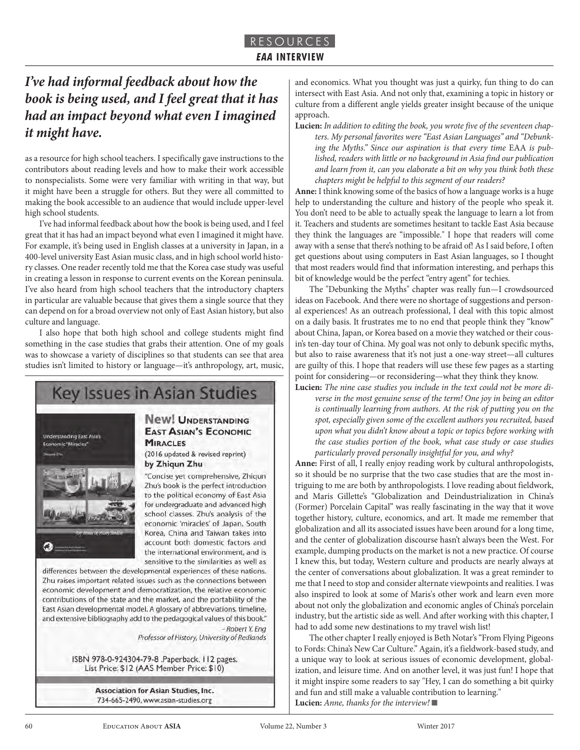*I've had informal feedback about how the book is being used, and I feel great that it has had an impact beyond what even I imagined it might have.*

as a resource for high school teachers. I specifically gave instructions to the contributors about reading levels and how to make their work accessible to nonspecialists. Some were very familiar with writing in that way, but it might have been a struggle for others. But they were all committed to making the book accessible to an audience that would include upper-level high school students.

I've had informal feedback about how the book is being used, and I feel great that it has had an impact beyond what even I imagined it might have. For example, it's being used in English classes at a university in Japan, in a 400-level university East Asian music class, and in high school world history classes. One reader recently told me that the Korea case study was useful in creating a lesson in response to current events on the Korean peninsula. I've also heard from high school teachers that the introductory chapters in particular are valuable because that gives them a single source that they can depend on for a broad overview not only of East Asian history, but also culture and language.

I also hope that both high school and college students might find something in the case studies that grabs their attention. One of my goals was to showcase a variety of disciplines so that students can see that area studies isn't limited to history or language—it's anthropology, art, music, and economics. What you thought was just a quirky, fun thing to do can intersect with East Asia. And not only that, examining a topic in history or culture from a different angle yields greater insight because of the unique approach.

**Lucien:** *In addition to editing the book, you wrote five of the seventeen chapters. My personal favorites were "East Asian Languages" and "Debunking the Myths." Since our aspiration is that every time* EAA *is published, readers with little or no background in Asia find our publication and learn from it, can you elaborate a bit on why you think both these chapters might be helpful to this segment of our readers?*

**Anne:** I think knowing some of the basics of how a language works is a huge help to understanding the culture and history of the people who speak it. You don't need to be able to actually speak the language to learn a lot from it. Teachers and students are sometimes hesitant to tackle East Asia because they think the languages are "impossible." I hope that readers will come away with a sense that there's nothing to be afraid of! As I said before, I often get questions about using computers in East Asian languages, so I thought that most readers would find that information interesting, and perhaps this bit of knowledge would be the perfect "entry agent" for techies.

The "Debunking the Myths" chapter was really fun—I crowdsourced ideas on Facebook. And there were no shortage of suggestions and personal experiences! As an outreach professional, I deal with this topic almost on a daily basis. It frustrates me to no end that people think they "know" about China, Japan, or Korea based on a movie they watched or their cousin's ten-day tour of China. My goal was not only to debunk specific myths, but also to raise awareness that it's not just a one-way street—all cultures are guilty of this. I hope that readers will use these few pages as a starting point for considering—or reconsidering—what they think they know.

**Lucien:** *The nine case studies you include in the text could not be more diverse in the most genuine sense of the term! One joy in being an editor is continually learning from authors. At the risk of putting you on the spot, especially given some of the excellent authors you recruited, based upon what you didn't know about a topic or topics before working with the case studies portion of the book, what case study or case studies particularly proved personally insightful for you, and why?*

**Anne:** First of all, I really enjoy reading work by cultural anthropologists, so it should be no surprise that the two case studies that are the most intriguing to me are both by anthropologists. I love reading about fieldwork, and Maris Gillette's "Globalization and Deindustrialization in China's (Former) Porcelain Capital" was really fascinating in the way that it wove together history, culture, economics, and art. It made me remember that globalization and all its associated issues have been around for a long time, and the center of globalization discourse hasn't always been the West. For example, dumping products on the market is not a new practice. Of course I knew this, but today, Western culture and products are nearly always at the center of conversations about globalization. It was a great reminder to me that I need to stop and consider alternate viewpoints and realities. I was also inspired to look at some of Maris's other work and learn even more about not only the globalization and economic angles of China's porcelain industry, but the artistic side as well. And after working with this chapter, I had to add some new destinations to my travel wish list!

The other chapter I really enjoyed is Beth Notar's "From Flying Pigeons to Fords: China's New Car Culture." Again, it's a fieldwork-based study, and a unique way to look at serious issues of economic development, globalization, and leisure time. And on another level, it was just fun! I hope that it might inspire some readers to say "Hey, I can do something a bit quirky and fun and still make a valuable contribution to learning."

**Lucien:** *Anne, thanks for the interview!* ■

---

## Key Issues in Asian Studies

**New! Understanding East Asian's Economic Miracles**

(2016 updated & revised reprint)

**by Zhiqun Zhu**

"Concise yet comprehensive, Zhiqun Zhu's book is the perfect introduction to the political economy of East Asia for undergraduate and advanced high school classes. Zhu's analysis of the economic 'miracles' of Japan, South Korea, China and Taiwan takes into account both domestic factors and the international environment, and is sensitive to the similarities as well as differences between the developmental experiences of these nations. Zhu raises important related issues such as the connections between economic development and democratization, the relative economic contributions of the state and the market, and the portability of the East Asian developmental model. A glossary of abbreviations, timeline, and extensive bibliography add to the pedagogical values of this book."

– Robert Y. Eng
*Professor of History, University of Redlands*

ISBN 978-0-924304-79-8 .Paperback. 112 pages.
List Price: $12 (AAS Member Price: $10)

**Association for Asian Studies, Inc.**
734-665-2490, www.asian-studies.org